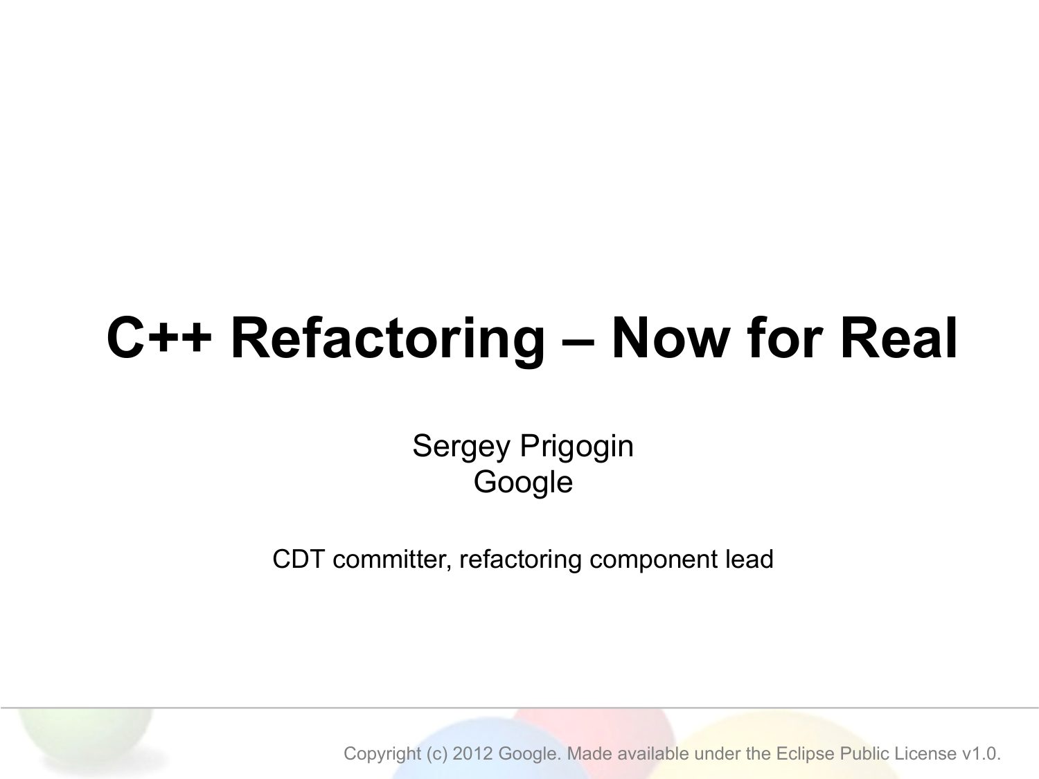# C++ Refactoring – Now for Real

Sergey Prigogin
Google

CDT committer, refactoring component lead

Copyright (c) 2012 Google. Made available under the Eclipse Public License v1.0.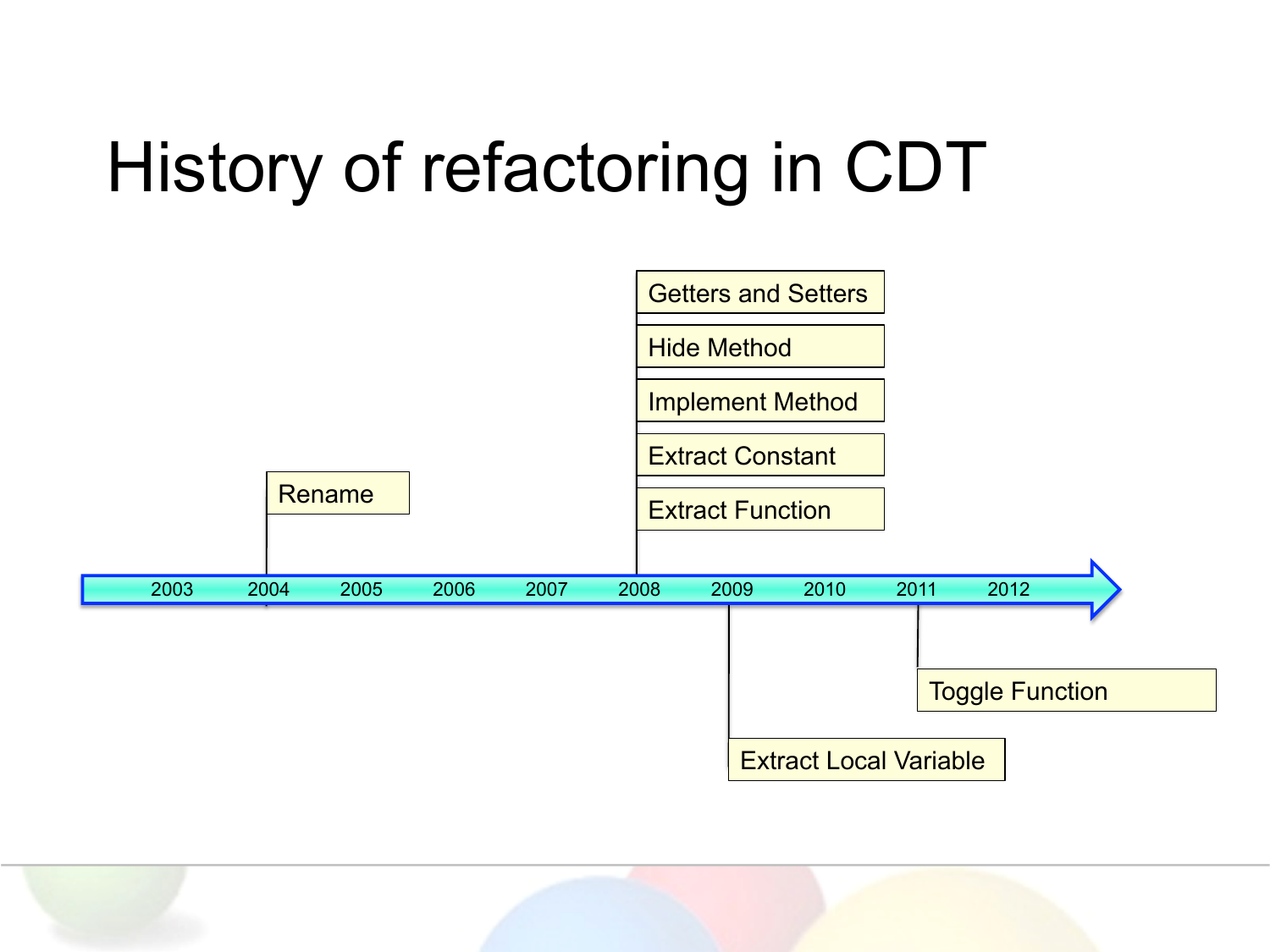# History of refactoring in CDT

| Year | Refactorings |
| --- | --- |
| 2003 | |
| 2004 | Rename |
| 2005 | |
| 2006 | |
| 2007 | |
| 2008 | Getters and Setters, Hide Method, Implement Method, Extract Constant, Extract Function |
| 2009 | Extract Local Variable |
| 2010 | |
| 2011 | Toggle Function |
| 2012 | |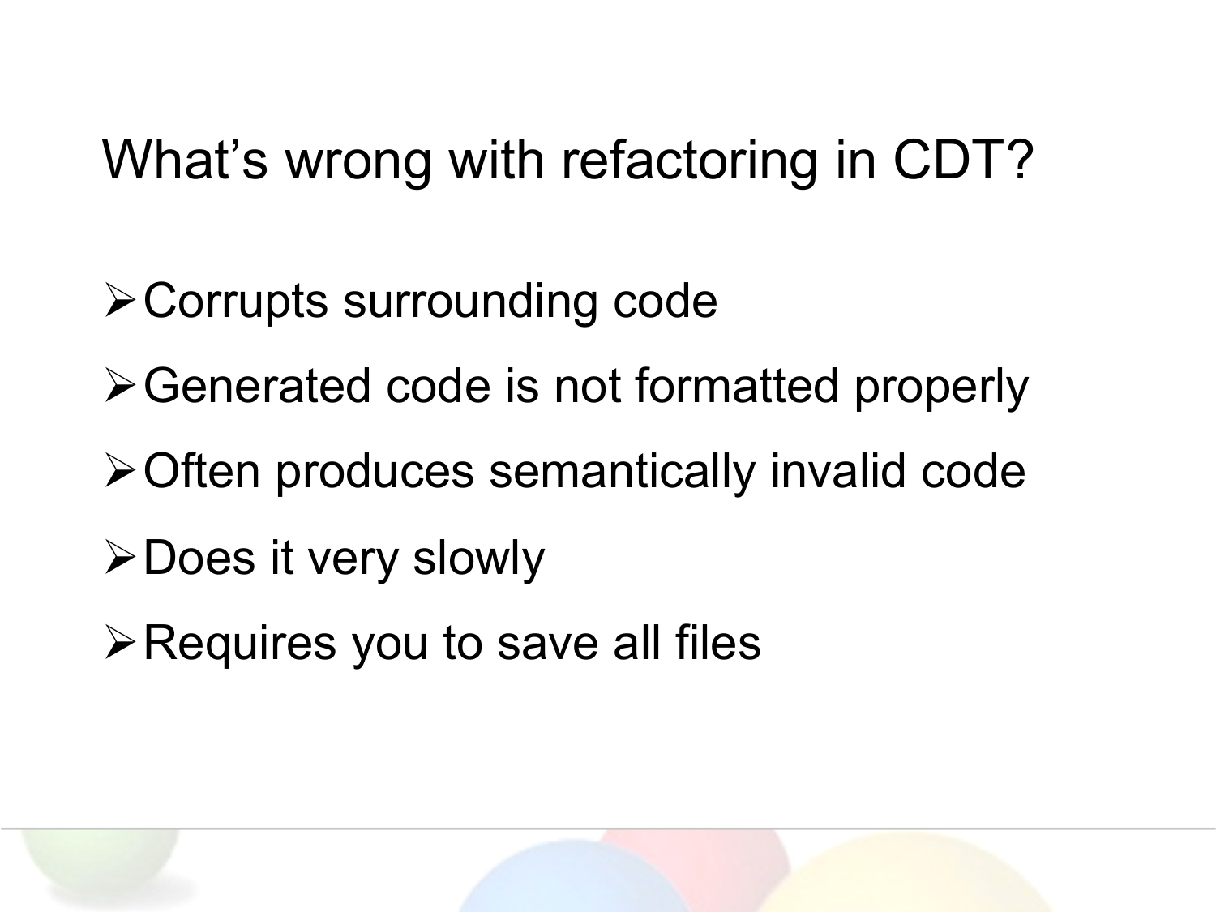# What's wrong with refactoring in CDT?

- Corrupts surrounding code
- Generated code is not formatted properly
- Often produces semantically invalid code
- Does it very slowly
- Requires you to save all files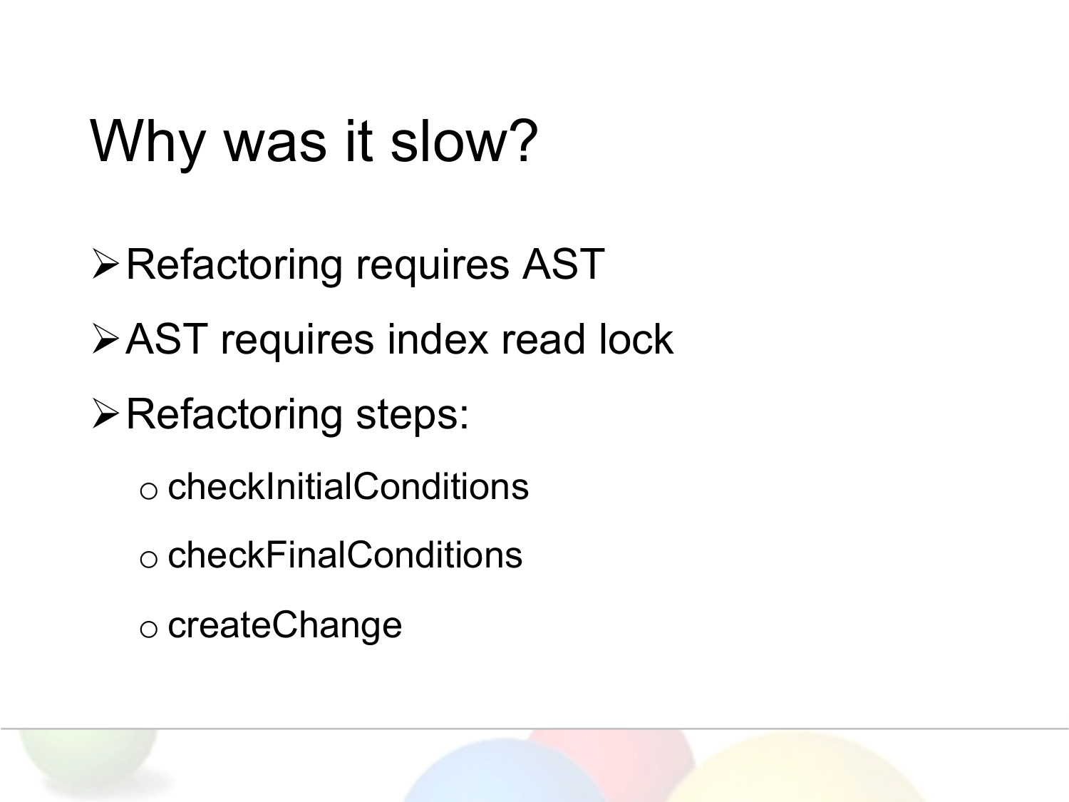# Why was it slow?

- Refactoring requires AST
- AST requires index read lock
- Refactoring steps:
  - checkInitialConditions
  - checkFinalConditions
  - createChange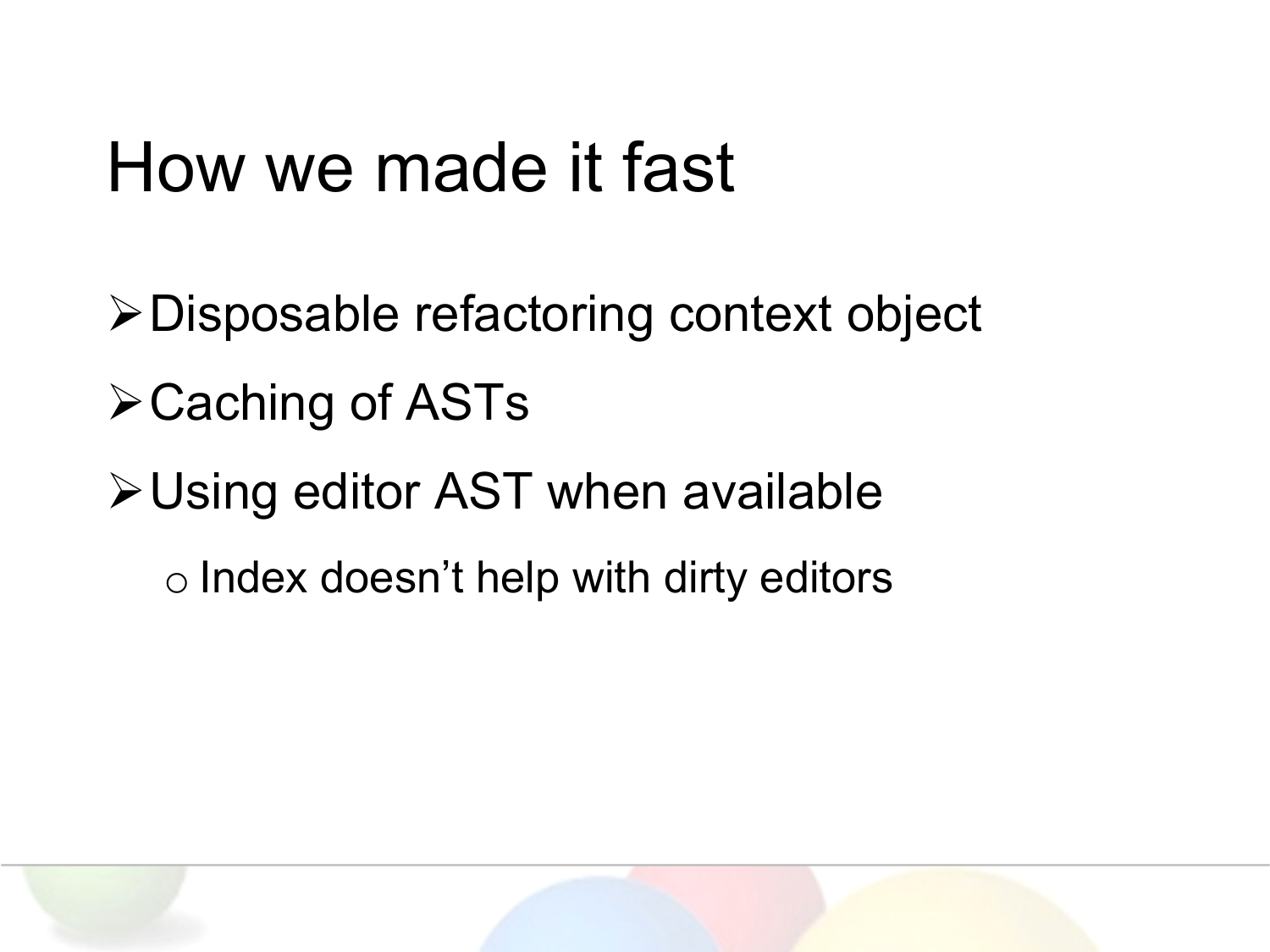# How we made it fast

- Disposable refactoring context object
- Caching of ASTs
- Using editor AST when available
  - Index doesn't help with dirty editors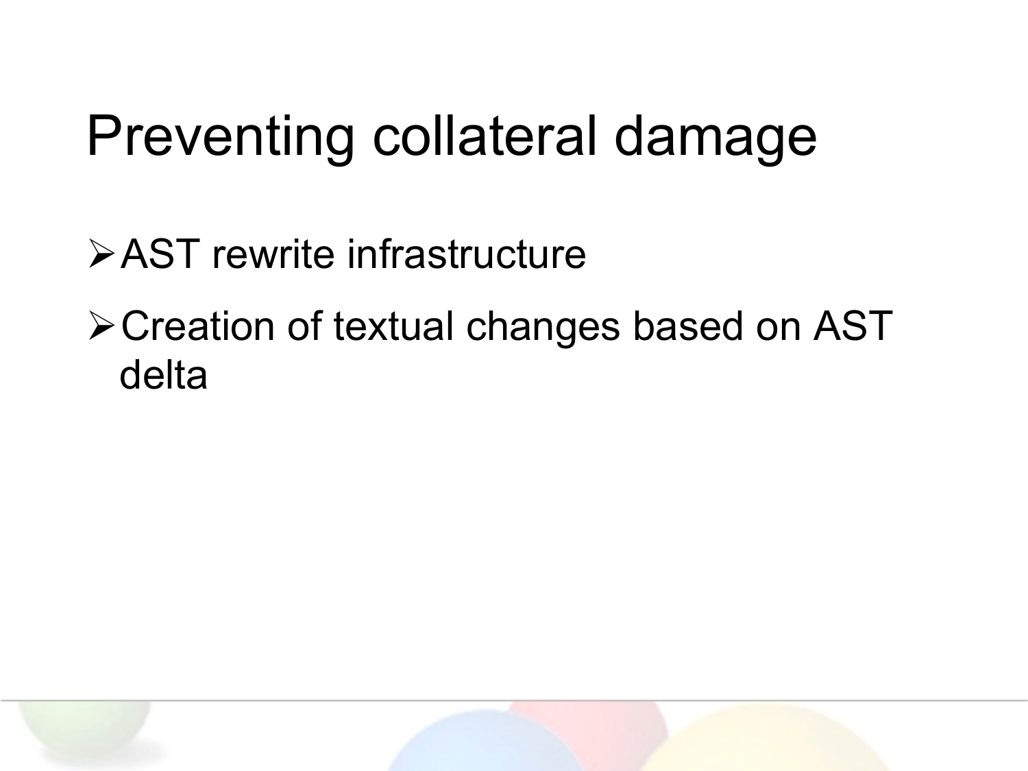# Preventing collateral damage

- AST rewrite infrastructure
- Creation of textual changes based on AST delta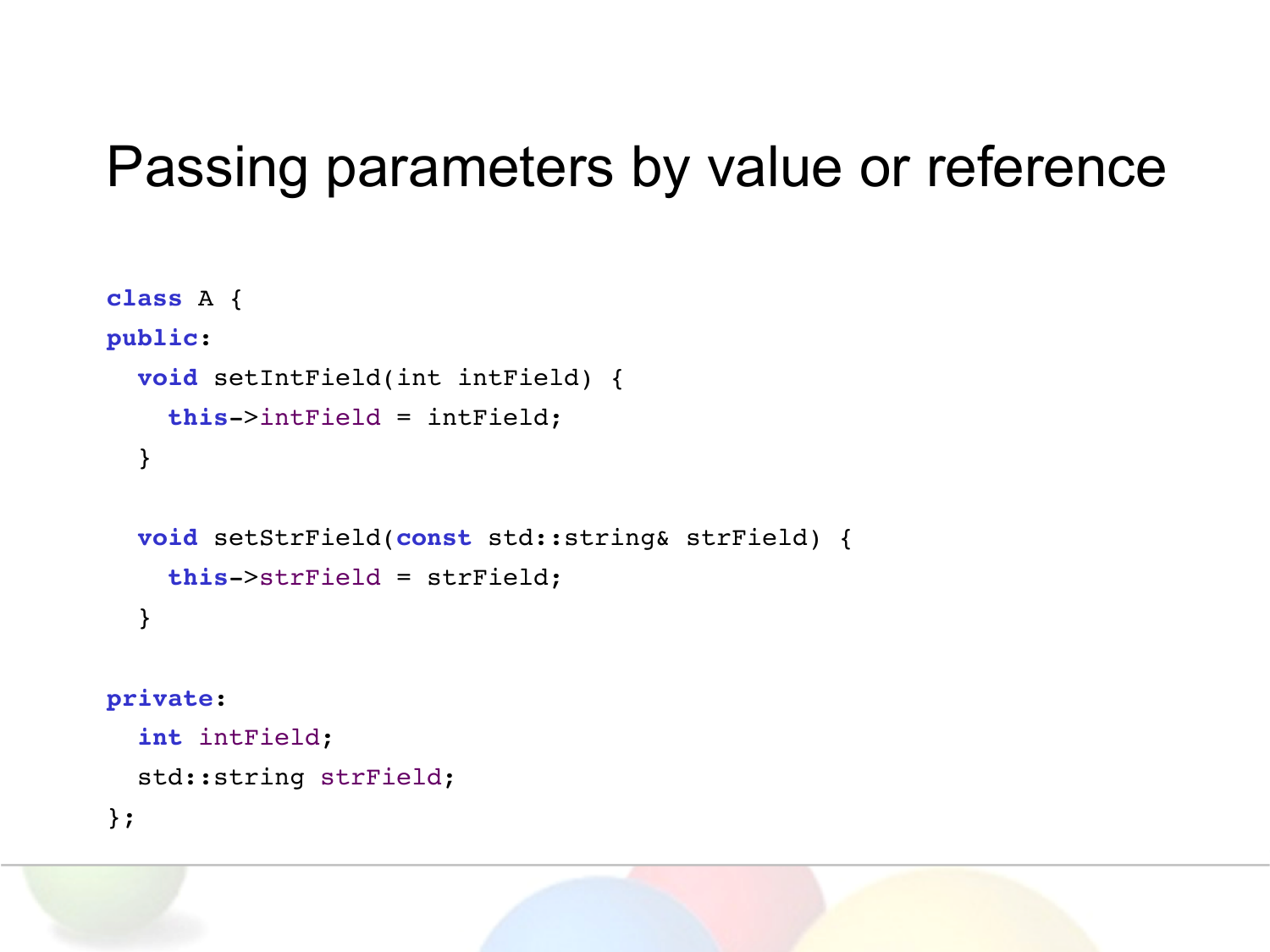# Passing parameters by value or reference

```
class A {
public:
  void setIntField(int intField) {
    this->intField = intField;
  }

  void setStrField(const std::string& strField) {
    this->strField = strField;
  }

private:
  int intField;
  std::string strField;
};
```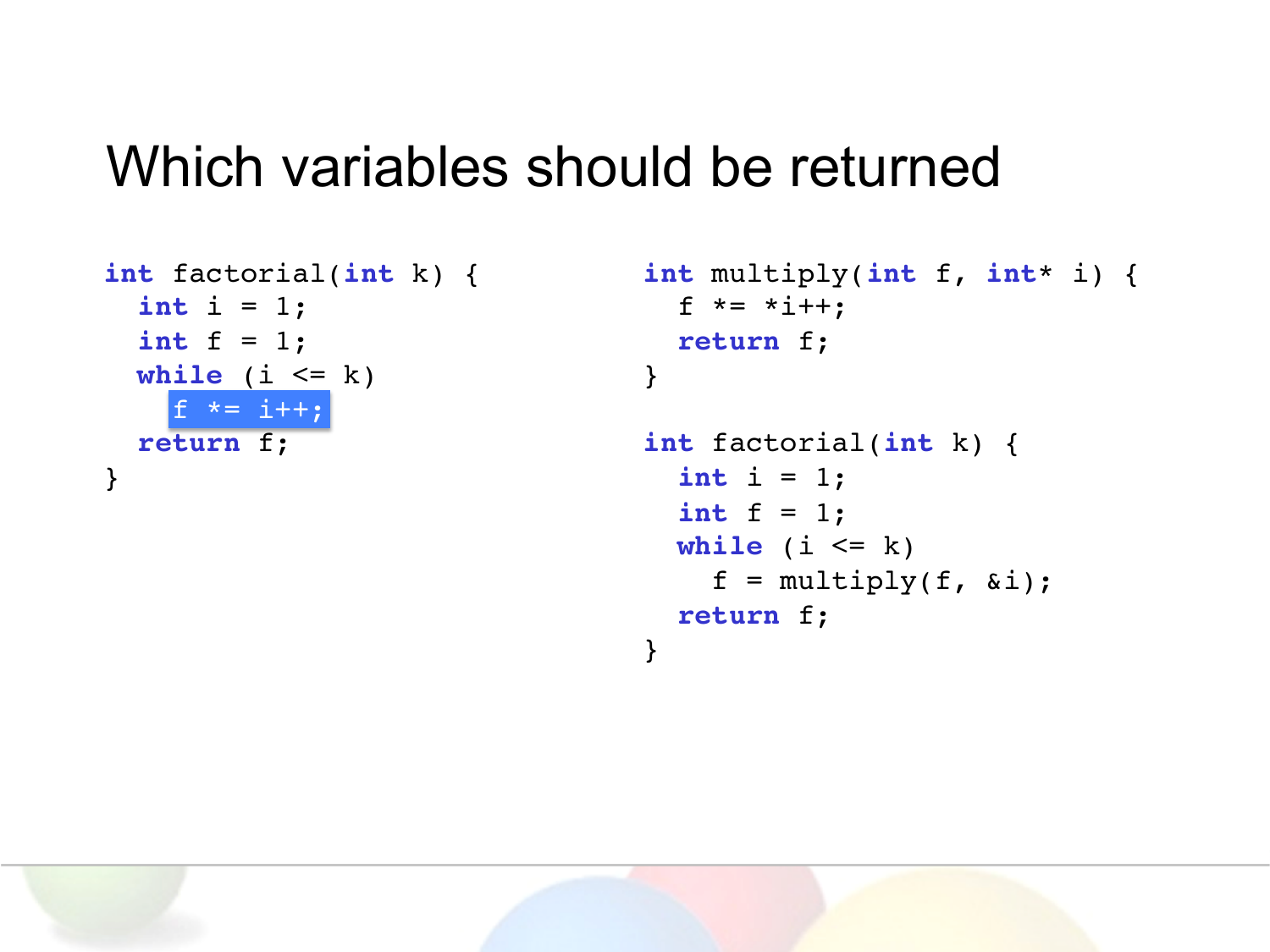# Which variables should be returned

```c
int factorial(int k) {
  int i = 1;
  int f = 1;
  while (i <= k)
    f *= i++;
  return f;
}
```

```c
int multiply(int f, int* i) {
  f *= *i++;
  return f;
}

int factorial(int k) {
  int i = 1;
  int f = 1;
  while (i <= k)
    f = multiply(f, &i);
  return f;
}
```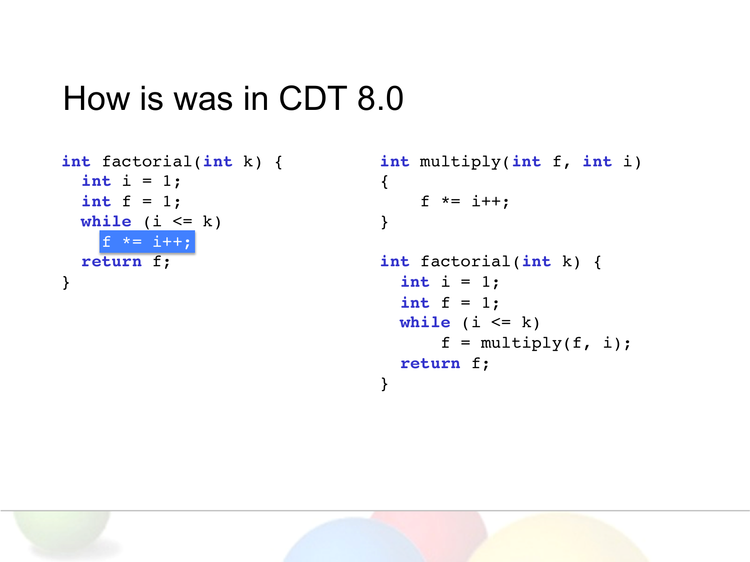# How is was in CDT 8.0

```
int factorial(int k) {
  int i = 1;
  int f = 1;
  while (i <= k)
    f *= i++;
  return f;
}
```

```
int multiply(int f, int i)
{
    f *= i++;
}

int factorial(int k) {
  int i = 1;
  int f = 1;
  while (i <= k)
      f = multiply(f, i);
  return f;
}
```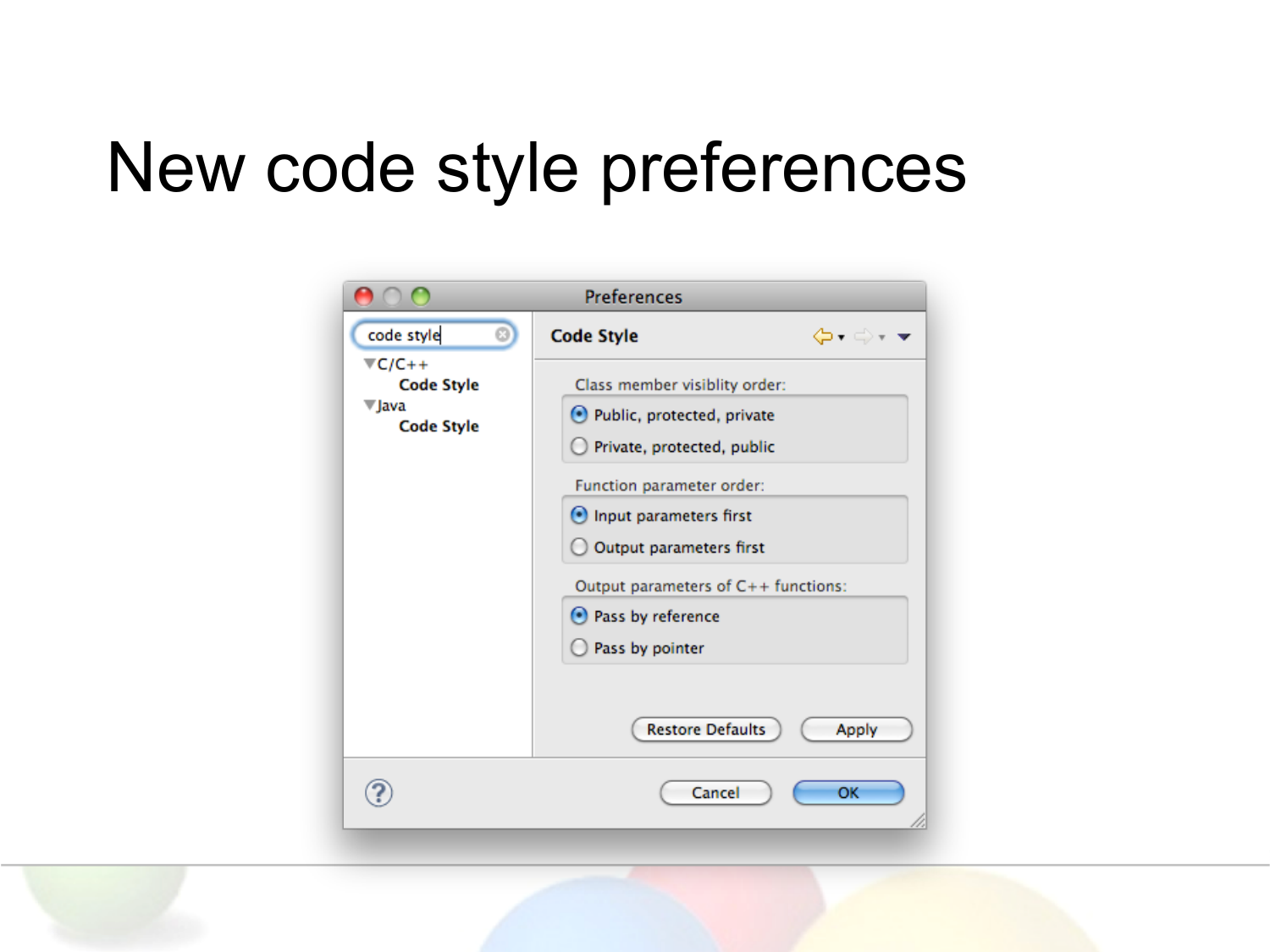# New code style preferences

Preferences

code style

- C/C++
  - Code Style
- Java
  - Code Style

**Code Style**

Class member visiblity order:

- (•) Public, protected, private
- ( ) Private, protected, public

Function parameter order:

- (•) Input parameters first
- ( ) Output parameters first

Output parameters of C++ functions:

- (•) Pass by reference
- ( ) Pass by pointer

Restore Defaults | Apply

Cancel | OK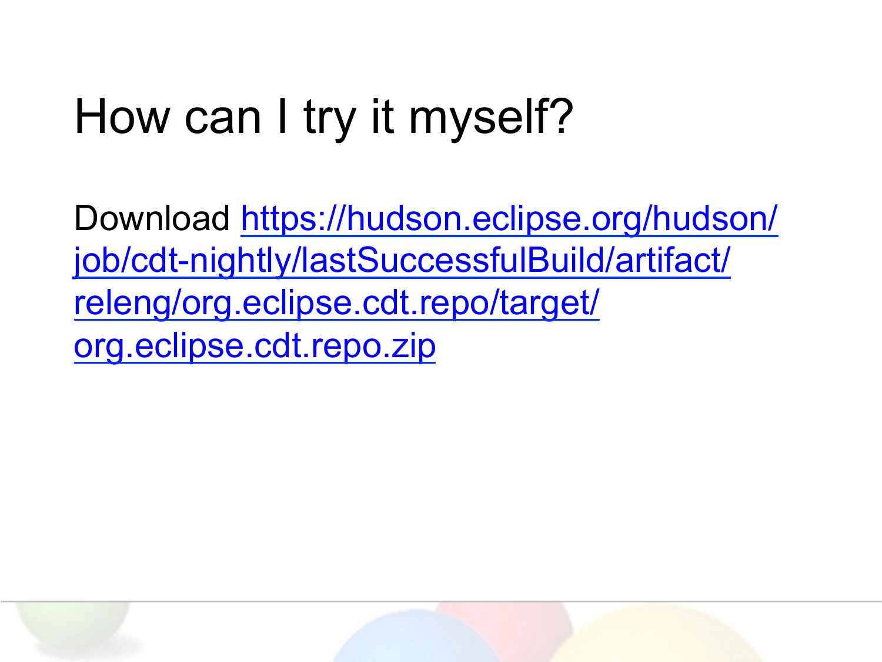# How can I try it myself?

Download https://hudson.eclipse.org/hudson/job/cdt-nightly/lastSuccessfulBuild/artifact/releng/org.eclipse.cdt.repo/target/org.eclipse.cdt.repo.zip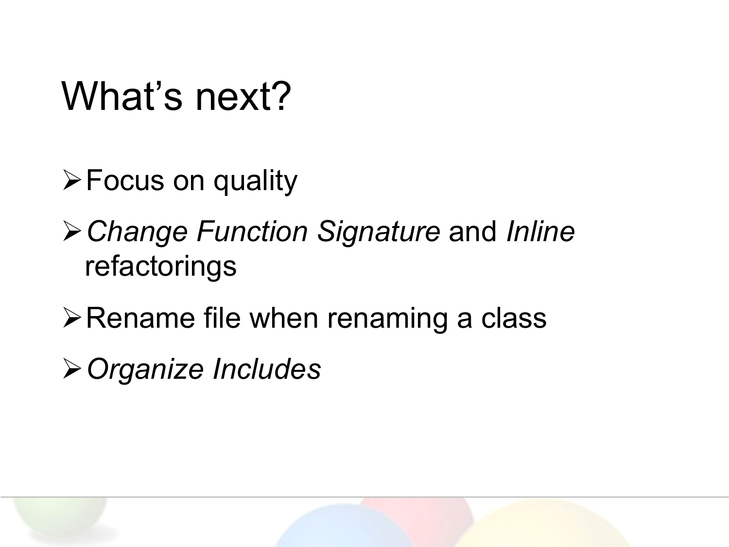# What's next?

- Focus on quality
- *Change Function Signature* and *Inline* refactorings
- Rename file when renaming a class
- *Organize Includes*